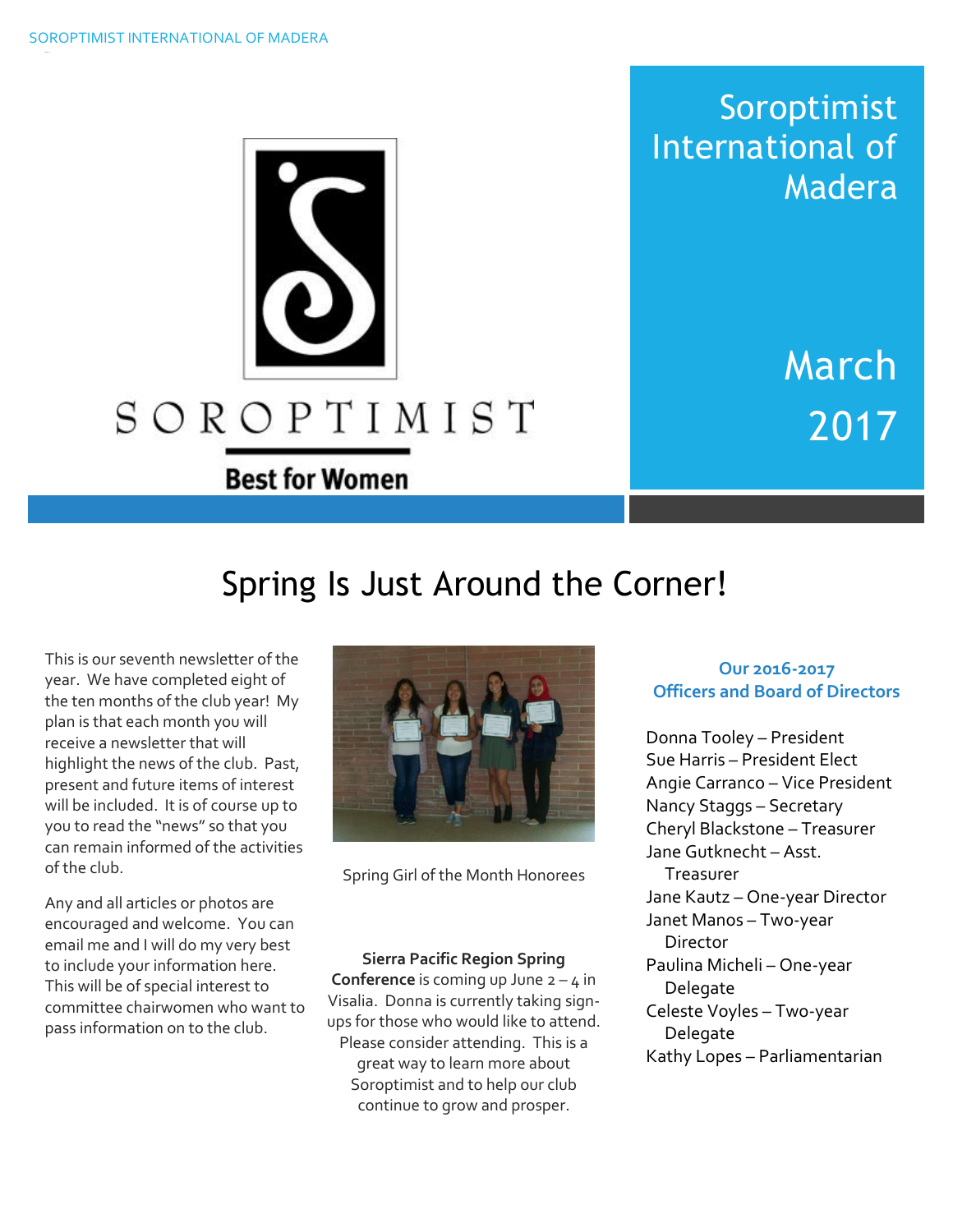SOROPTIMIST

Best for Women

# Soroptimist International of Madera

March 2017

## Spring Is Just Around the Corner!

This is our seventh newsletter of the year. We have completed eight of the ten months of the club year! My plan is that each month you will receive a newsletter that will highlight the news of the club. Past, present and future items of interest will be included. It is of course up to you to read the "news" so that you can remain informed of the activities of the club.

Any and all articles or photos are encouraged and welcome. You can email me and I will do my very best to include your information here. This will be of special interest to committee chairwomen who want to pass information on to the club.

Spring Girl of the Month Honorees

**Sierra Pacific Region Spring Conference** is coming up June 2 – 4 in Visalia. Donna is currently taking sign-ups for those who would like to attend. Please consider attending. This is a great way to learn more about Soroptimist and to help our club continue to grow and prosper.

### Our 2016-2017 Officers and Board of Directors

- Donna Tooley – President
- Sue Harris – President Elect
- Angie Carranco – Vice President
- Nancy Staggs – Secretary
- Cheryl Blackstone – Treasurer
- Jane Gutknecht – Asst. Treasurer
- Jane Kautz – One-year Director
- Janet Manos – Two-year Director
- Paulina Micheli – One-year Delegate
- Celeste Voyles – Two-year Delegate
- Kathy Lopes – Parliamentarian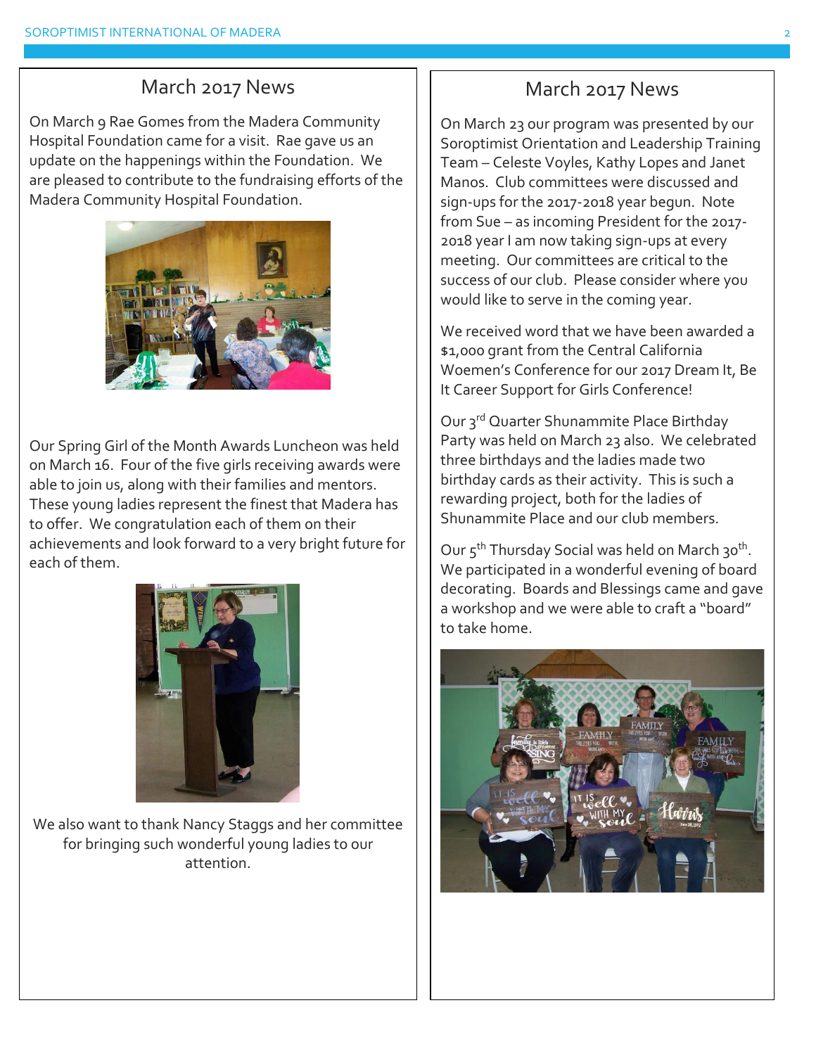## March 2017 News

On March 9 Rae Gomes from the Madera Community Hospital Foundation came for a visit. Rae gave us an update on the happenings within the Foundation. We are pleased to contribute to the fundraising efforts of the Madera Community Hospital Foundation.

Our Spring Girl of the Month Awards Luncheon was held on March 16. Four of the five girls receiving awards were able to join us, along with their families and mentors. These young ladies represent the finest that Madera has to offer. We congratulation each of them on their achievements and look forward to a very bright future for each of them.

We also want to thank Nancy Staggs and her committee for bringing such wonderful young ladies to our attention.

## March 2017 News

On March 23 our program was presented by our Soroptimist Orientation and Leadership Training Team – Celeste Voyles, Kathy Lopes and Janet Manos. Club committees were discussed and sign-ups for the 2017-2018 year begun. Note from Sue – as incoming President for the 2017-2018 year I am now taking sign-ups at every meeting. Our committees are critical to the success of our club. Please consider where you would like to serve in the coming year.

We received word that we have been awarded a $1,000 grant from the Central California Woemen's Conference for our 2017 Dream It, Be It Career Support for Girls Conference!

Our 3rd Quarter Shunammite Place Birthday Party was held on March 23 also. We celebrated three birthdays and the ladies made two birthday cards as their activity. This is such a rewarding project, both for the ladies of Shunammite Place and our club members.

Our 5th Thursday Social was held on March 30th. We participated in a wonderful evening of board decorating. Boards and Blessings came and gave a workshop and we were able to craft a "board" to take home.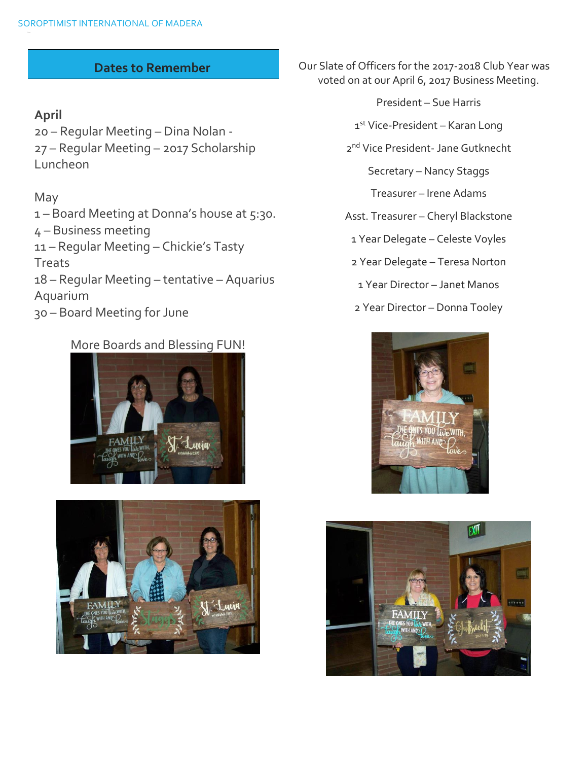## Dates to Remember

**April**

20 – Regular Meeting – Dina Nolan -
27 – Regular Meeting – 2017 Scholarship Luncheon

May

1 – Board Meeting at Donna's house at 5:30.
4 – Business meeting
11 – Regular Meeting – Chickie's Tasty Treats
18 – Regular Meeting – tentative – Aquarius Aquarium
30 – Board Meeting for June

More Boards and Blessing FUN!

Our Slate of Officers for the 2017-2018 Club Year was voted on at our April 6, 2017 Business Meeting.

President – Sue Harris

1st Vice-President – Karan Long

2nd Vice President- Jane Gutknecht

Secretary – Nancy Staggs

Treasurer – Irene Adams

Asst. Treasurer – Cheryl Blackstone

1 Year Delegate – Celeste Voyles

2 Year Delegate – Teresa Norton

1 Year Director – Janet Manos

2 Year Director – Donna Tooley